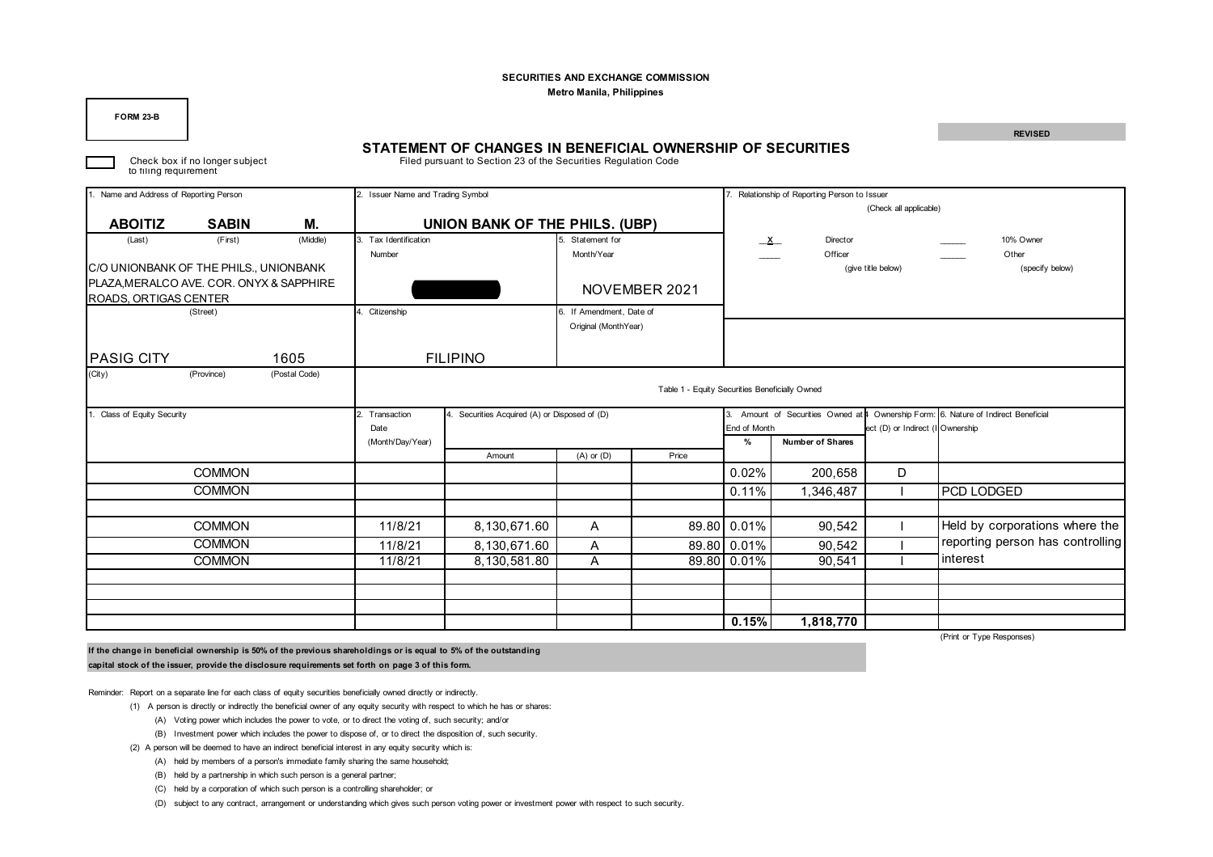**SECURITIES AND EXCHANGE COMMISSION**
**Metro Manila, Philippines**

**FORM 23-B**

**REVISED**

☐ Check box if no longer subject to filing requirement

## STATEMENT OF CHANGES IN BENEFICIAL OWNERSHIP OF SECURITIES

Filed pursuant to Section 23 of the Securities Regulation Code

| 1. Name and Address of Reporting Person | 2. Issuer Name and Trading Symbol | | 7. Relationship of Reporting Person to Issuer (Check all applicable) |
|---|---|---|---|
| **ABOITIZ** (Last) **SABIN** (First) **M.** (Middle) | **UNION BANK OF THE PHILS. (UBP)** | | _X_ Director; _____ Officer (give title below); _____ 10% Owner; _____ Other (specify below) |
| C/O UNIONBANK OF THE PHILS., UNIONBANK PLAZA,MERALCO AVE. COR. ONYX & SAPPHIRE ROADS, ORTIGAS CENTER (Street) | 3. Tax Identification Number: [redacted] | 5. Statement for Month/Year: NOVEMBER 2021 | |
| PASIG CITY (City) (Province) 1605 (Postal Code) | 4. Citizenship: FILIPINO | 6. If Amendment, Date of Original (MonthYear) | |

**Table 1 - Equity Securities Beneficially Owned**

| 1. Class of Equity Security | 2. Transaction Date (Month/Day/Year) | 4. Securities Acquired (A) or Disposed of (D) | | | 3. Amount of Securities Owned at End of Month | | 4 Ownership Form: Direct (D) or Indirect (I) | 6. Nature of Indirect Beneficial Ownership |
|---|---|---|---|---|---|---|---|---|
| | | Amount | (A) or (D) | Price | % | Number of Shares | | |
| COMMON | | | | | 0.02% | 200,658 | D | |
| COMMON | | | | | 0.11% | 1,346,487 | I | PCD LODGED |
| | | | | | | | | |
| COMMON | 11/8/21 | 8,130,671.60 | A | 89.80 | 0.01% | 90,542 | I | Held by corporations where the reporting person has controlling interest |
| COMMON | 11/8/21 | 8,130,671.60 | A | 89.80 | 0.01% | 90,542 | I | |
| COMMON | 11/8/21 | 8,130,581.80 | A | 89.80 | 0.01% | 90,541 | I | |
| | | | | | | | | |
| | | | | | | | | |
| | | | | | | | | |
| | | | | | **0.15%** | **1,818,770** | | |

(Print or Type Responses)

**If the change in beneficial ownership is 50% of the previous shareholdings or is equal to 5% of the outstanding capital stock of the issuer, provide the disclosure requirements set forth on page 3 of this form.**

Reminder: Report on a separate line for each class of equity securities beneficially owned directly or indirectly.

(1) A person is directly or indirectly the beneficial owner of any equity security with respect to which he has or shares:

(A) Voting power which includes the power to vote, or to direct the voting of, such security; and/or

(B) Investment power which includes the power to dispose of, or to direct the disposition of, such security.

(2) A person will be deemed to have an indirect beneficial interest in any equity security which is:

(A) held by members of a person's immediate family sharing the same household;

(B) held by a partnership in which such person is a general partner;

(C) held by a corporation of which such person is a controlling shareholder; or

(D) subject to any contract, arrangement or understanding which gives such person voting power or investment power with respect to such security.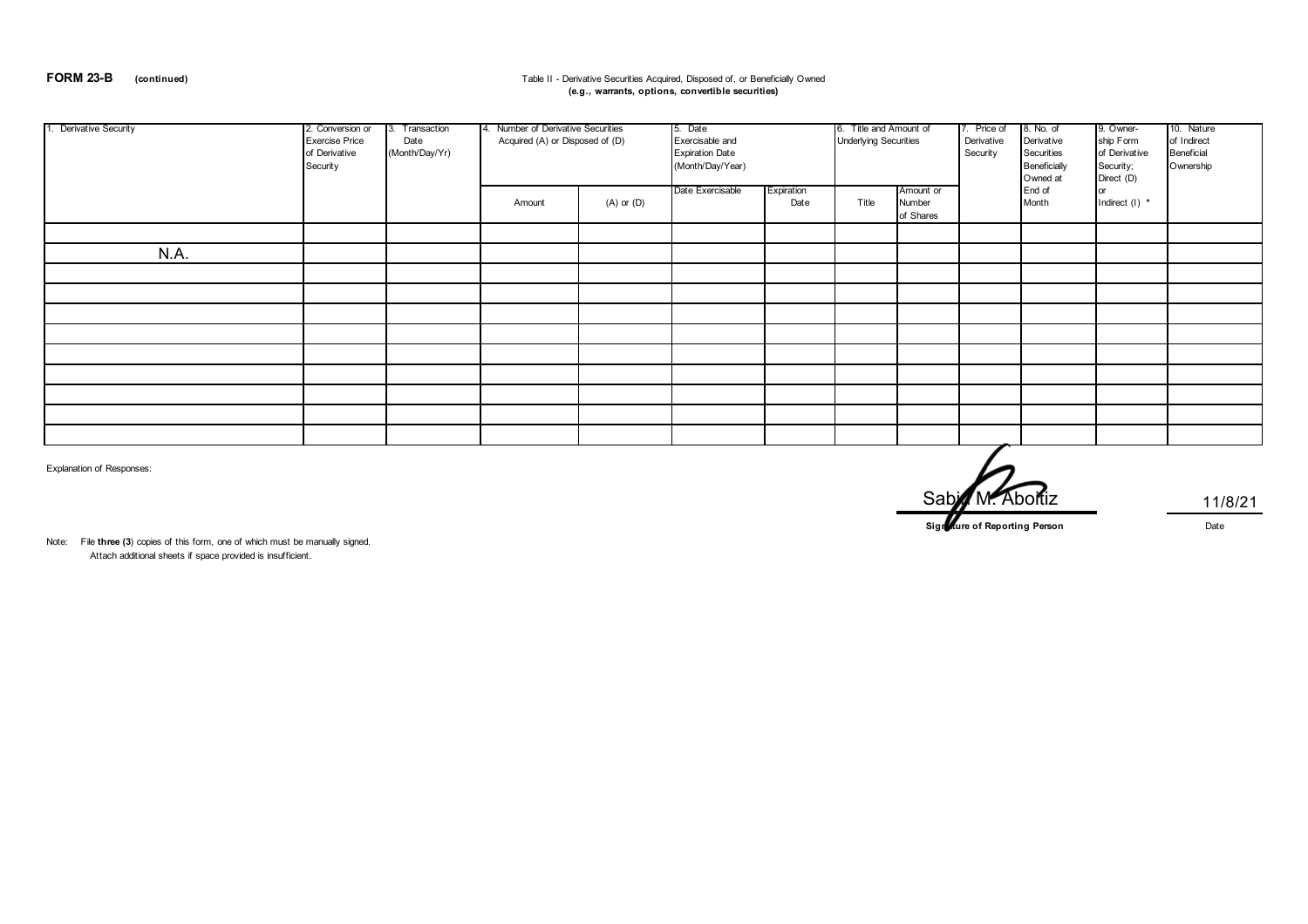**FORM 23-B** **(continued)**

Table II - Derivative Securities Acquired, Disposed of, or Beneficially Owned
**(e.g., warrants, options, convertible securities)**

| 1. Derivative Security | 2. Conversion or Exercise Price of Derivative Security | 3. Transaction Date (Month/Day/Yr) | 4. Number of Derivative Securities Acquired (A) or Disposed of (D) | | 5. Date Exercisable and Expiration Date (Month/Day/Year) | | 6. Title and Amount of Underlying Securities | | 7. Price of Derivative Security | 8. No. of Derivative Securities Beneficially Owned at End of Month | 9. Owner-ship Form of Derivative Security; Direct (D) or Indirect (I) * | 10. Nature of Indirect Beneficial Ownership |
|---|---|---|---|---|---|---|---|---|---|---|---|---|
| | | | Amount | (A) or (D) | Date Exercisable | Expiration Date | Title | Amount or Number of Shares | | | | |
| | | | | | | | | | | | | |
| N.A. | | | | | | | | | | | | |
| | | | | | | | | | | | | |
| | | | | | | | | | | | | |
| | | | | | | | | | | | | |
| | | | | | | | | | | | | |
| | | | | | | | | | | | | |
| | | | | | | | | | | | | |
| | | | | | | | | | | | | |
| | | | | | | | | | | | | |
| | | | | | | | | | | | | |

Explanation of Responses:

Sabin M. Aboitiz — 11/8/21

**Signature of Reporting Person** — Date

Note: File **three (3)** copies of this form, one of which must be manually signed.
Attach additional sheets if space provided is insufficient.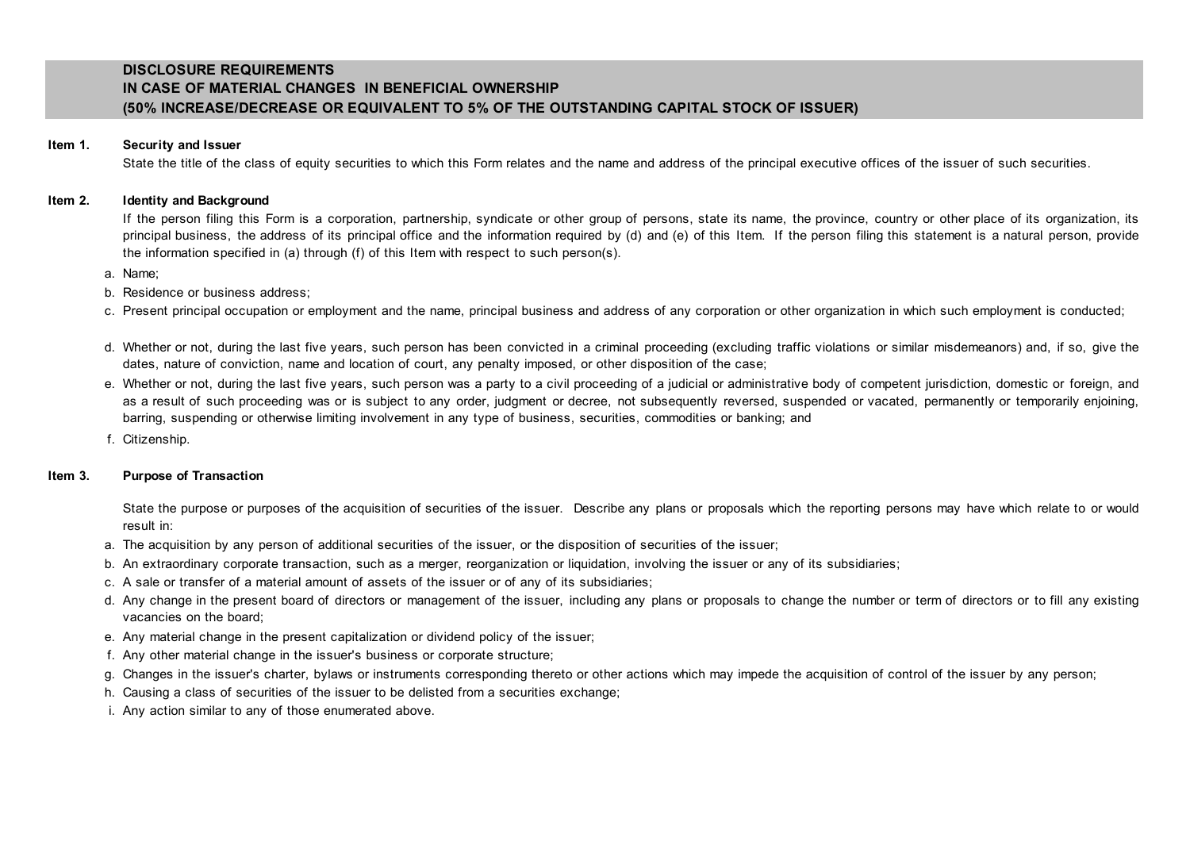## DISCLOSURE REQUIREMENTS
## IN CASE OF MATERIAL CHANGES IN BENEFICIAL OWNERSHIP
## (50% INCREASE/DECREASE OR EQUIVALENT TO 5% OF THE OUTSTANDING CAPITAL STOCK OF ISSUER)

**Item 1. Security and Issuer**

State the title of the class of equity securities to which this Form relates and the name and address of the principal executive offices of the issuer of such securities.

**Item 2. Identity and Background**

If the person filing this Form is a corporation, partnership, syndicate or other group of persons, state its name, the province, country or other place of its organization, its principal business, the address of its principal office and the information required by (d) and (e) of this Item. If the person filing this statement is a natural person, provide the information specified in (a) through (f) of this Item with respect to such person(s).

a. Name;

b. Residence or business address;

c. Present principal occupation or employment and the name, principal business and address of any corporation or other organization in which such employment is conducted;

d. Whether or not, during the last five years, such person has been convicted in a criminal proceeding (excluding traffic violations or similar misdemeanors) and, if so, give the dates, nature of conviction, name and location of court, any penalty imposed, or other disposition of the case;

e. Whether or not, during the last five years, such person was a party to a civil proceeding of a judicial or administrative body of competent jurisdiction, domestic or foreign, and as a result of such proceeding was or is subject to any order, judgment or decree, not subsequently reversed, suspended or vacated, permanently or temporarily enjoining, barring, suspending or otherwise limiting involvement in any type of business, securities, commodities or banking; and

f. Citizenship.

**Item 3. Purpose of Transaction**

State the purpose or purposes of the acquisition of securities of the issuer. Describe any plans or proposals which the reporting persons may have which relate to or would result in:

a. The acquisition by any person of additional securities of the issuer, or the disposition of securities of the issuer;

b. An extraordinary corporate transaction, such as a merger, reorganization or liquidation, involving the issuer or any of its subsidiaries;

c. A sale or transfer of a material amount of assets of the issuer or of any of its subsidiaries;

d. Any change in the present board of directors or management of the issuer, including any plans or proposals to change the number or term of directors or to fill any existing vacancies on the board;

e. Any material change in the present capitalization or dividend policy of the issuer;

f. Any other material change in the issuer's business or corporate structure;

g. Changes in the issuer's charter, bylaws or instruments corresponding thereto or other actions which may impede the acquisition of control of the issuer by any person;

h. Causing a class of securities of the issuer to be delisted from a securities exchange;

i. Any action similar to any of those enumerated above.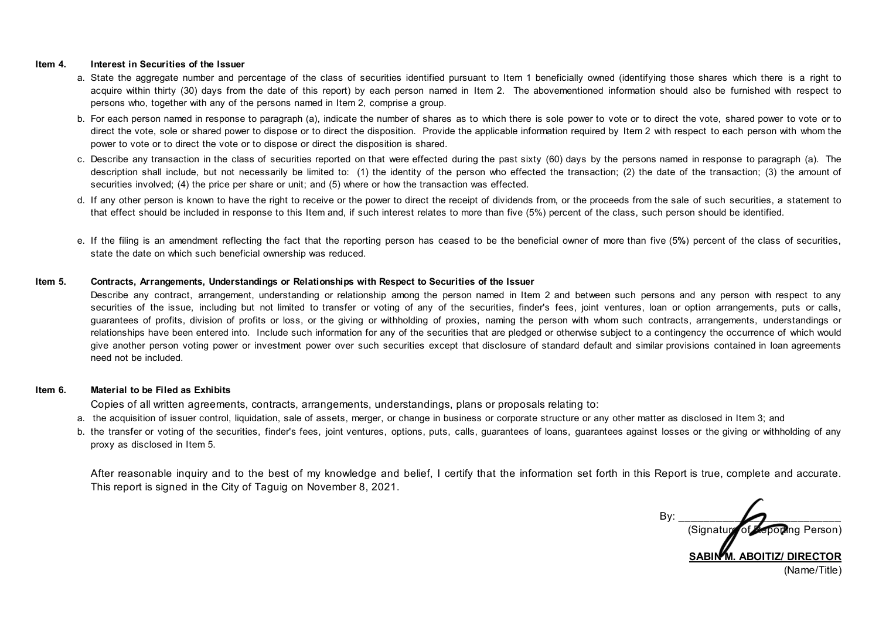**Item 4. Interest in Securities of the Issuer**

a. State the aggregate number and percentage of the class of securities identified pursuant to Item 1 beneficially owned (identifying those shares which there is a right to acquire within thirty (30) days from the date of this report) by each person named in Item 2. The abovementioned information should also be furnished with respect to persons who, together with any of the persons named in Item 2, comprise a group.

b. For each person named in response to paragraph (a), indicate the number of shares as to which there is sole power to vote or to direct the vote, shared power to vote or to direct the vote, sole or shared power to dispose or to direct the disposition. Provide the applicable information required by Item 2 with respect to each person with whom the power to vote or to direct the vote or to dispose or direct the disposition is shared.

c. Describe any transaction in the class of securities reported on that were effected during the past sixty (60) days by the persons named in response to paragraph (a). The description shall include, but not necessarily be limited to: (1) the identity of the person who effected the transaction; (2) the date of the transaction; (3) the amount of securities involved; (4) the price per share or unit; and (5) where or how the transaction was effected.

d. If any other person is known to have the right to receive or the power to direct the receipt of dividends from, or the proceeds from the sale of such securities, a statement to that effect should be included in response to this Item and, if such interest relates to more than five (5%) percent of the class, such person should be identified.

e. If the filing is an amendment reflecting the fact that the reporting person has ceased to be the beneficial owner of more than five (5**%**) percent of the class of securities, state the date on which such beneficial ownership was reduced.

**Item 5. Contracts, Arrangements, Understandings or Relationships with Respect to Securities of the Issuer**

Describe any contract, arrangement, understanding or relationship among the person named in Item 2 and between such persons and any person with respect to any securities of the issue, including but not limited to transfer or voting of any of the securities, finder's fees, joint ventures, loan or option arrangements, puts or calls, guarantees of profits, division of profits or loss, or the giving or withholding of proxies, naming the person with whom such contracts, arrangements, understandings or relationships have been entered into. Include such information for any of the securities that are pledged or otherwise subject to a contingency the occurrence of which would give another person voting power or investment power over such securities except that disclosure of standard default and similar provisions contained in loan agreements need not be included.

**Item 6. Material to be Filed as Exhibits**

Copies of all written agreements, contracts, arrangements, understandings, plans or proposals relating to:

a. the acquisition of issuer control, liquidation, sale of assets, merger, or change in business or corporate structure or any other matter as disclosed in Item 3; and

b. the transfer or voting of the securities, finder's fees, joint ventures, options, puts, calls, guarantees of loans, guarantees against losses or the giving or withholding of any proxy as disclosed in Item 5.

After reasonable inquiry and to the best of my knowledge and belief, I certify that the information set forth in this Report is true, complete and accurate. This report is signed in the City of Taguig on November 8, 2021.

By: ____________________________
(Signature of Reporting Person)

**SABIN M. ABOITIZ/ DIRECTOR**
(Name/Title)